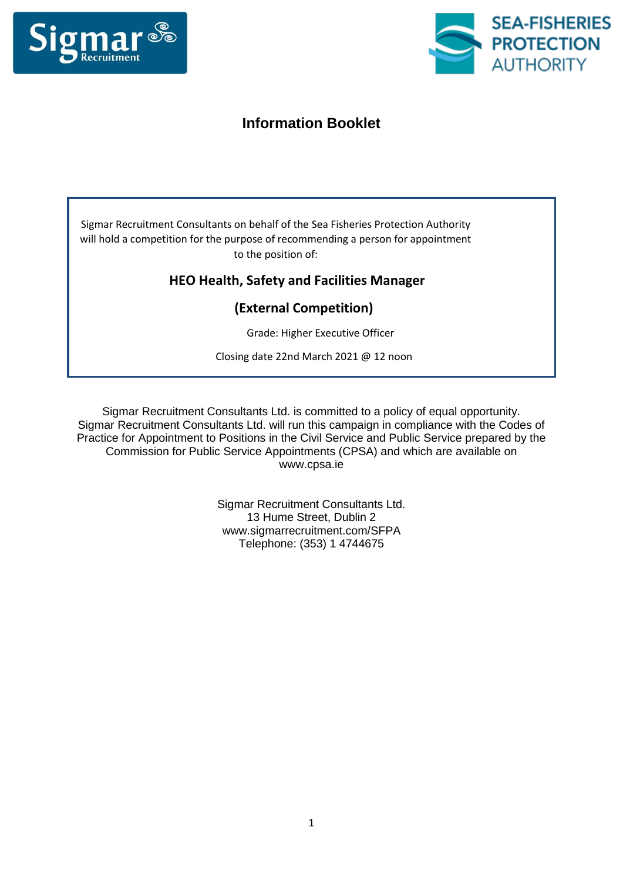# Information Booklet

Sigmar Recruitment Consultants on behalf of the Sea Fisheries Protection Authority will hold a competition for the purpose of recommending a person for appointment to the position of:

**HEO Health, Safety and Facilities Manager**

**(External Competition)**

Grade: Higher Executive Officer

Closing date 22nd March 2021 @ 12 noon

Sigmar Recruitment Consultants Ltd. is committed to a policy of equal opportunity. Sigmar Recruitment Consultants Ltd. will run this campaign in compliance with the Codes of Practice for Appointment to Positions in the Civil Service and Public Service prepared by the Commission for Public Service Appointments (CPSA) and which are available on www.cpsa.ie

Sigmar Recruitment Consultants Ltd.
13 Hume Street, Dublin 2
www.sigmarrecruitment.com/SFPA
Telephone: (353) 1 4744675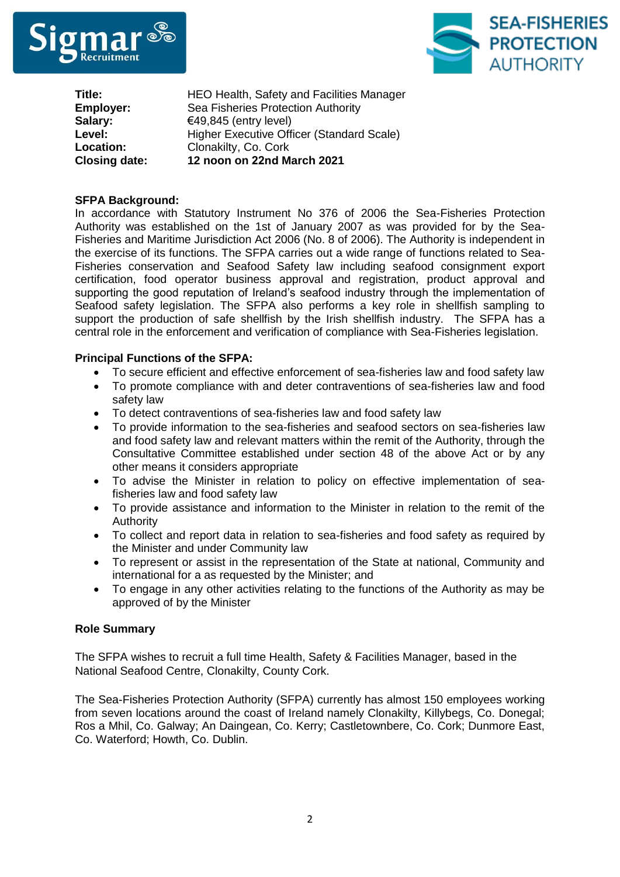| | |
|---|---|
| **Title:** | HEO Health, Safety and Facilities Manager |
| **Employer:** | Sea Fisheries Protection Authority |
| **Salary:** | €49,845 (entry level) |
| **Level:** | Higher Executive Officer (Standard Scale) |
| **Location:** | Clonakilty, Co. Cork |
| **Closing date:** | **12 noon on 22nd March 2021** |

**SFPA Background:**
In accordance with Statutory Instrument No 376 of 2006 the Sea-Fisheries Protection Authority was established on the 1st of January 2007 as was provided for by the Sea-Fisheries and Maritime Jurisdiction Act 2006 (No. 8 of 2006). The Authority is independent in the exercise of its functions. The SFPA carries out a wide range of functions related to Sea-Fisheries conservation and Seafood Safety law including seafood consignment export certification, food operator business approval and registration, product approval and supporting the good reputation of Ireland's seafood industry through the implementation of Seafood safety legislation. The SFPA also performs a key role in shellfish sampling to support the production of safe shellfish by the Irish shellfish industry. The SFPA has a central role in the enforcement and verification of compliance with Sea-Fisheries legislation.

**Principal Functions of the SFPA:**

- To secure efficient and effective enforcement of sea-fisheries law and food safety law
- To promote compliance with and deter contraventions of sea-fisheries law and food safety law
- To detect contraventions of sea-fisheries law and food safety law
- To provide information to the sea-fisheries and seafood sectors on sea-fisheries law and food safety law and relevant matters within the remit of the Authority, through the Consultative Committee established under section 48 of the above Act or by any other means it considers appropriate
- To advise the Minister in relation to policy on effective implementation of sea-fisheries law and food safety law
- To provide assistance and information to the Minister in relation to the remit of the Authority
- To collect and report data in relation to sea-fisheries and food safety as required by the Minister and under Community law
- To represent or assist in the representation of the State at national, Community and international for a as requested by the Minister; and
- To engage in any other activities relating to the functions of the Authority as may be approved of by the Minister

**Role Summary**

The SFPA wishes to recruit a full time Health, Safety & Facilities Manager, based in the National Seafood Centre, Clonakilty, County Cork.

The Sea-Fisheries Protection Authority (SFPA) currently has almost 150 employees working from seven locations around the coast of Ireland namely Clonakilty, Killybegs, Co. Donegal; Ros a Mhil, Co. Galway; An Daingean, Co. Kerry; Castletownbere, Co. Cork; Dunmore East, Co. Waterford; Howth, Co. Dublin.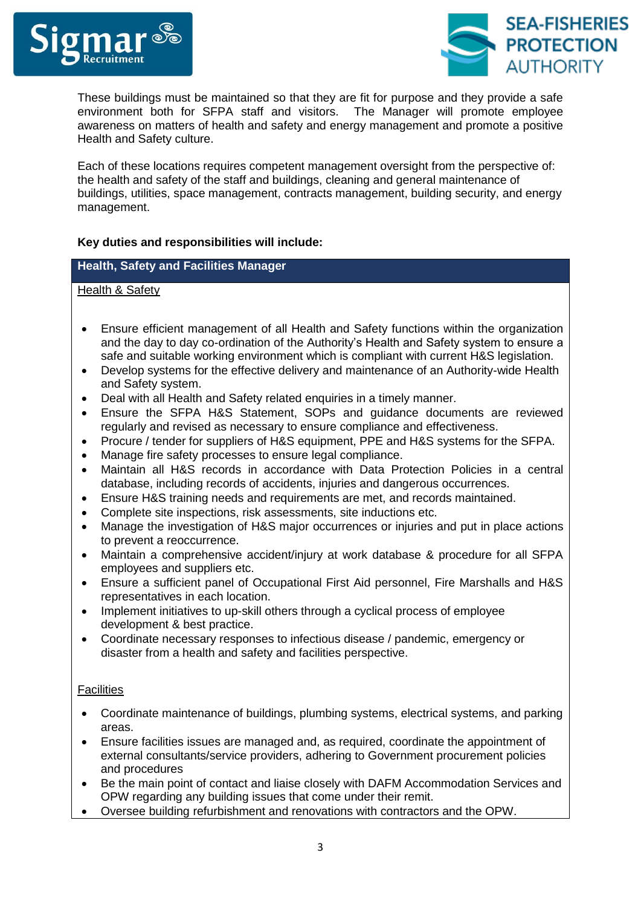These buildings must be maintained so that they are fit for purpose and they provide a safe environment both for SFPA staff and visitors. The Manager will promote employee awareness on matters of health and safety and energy management and promote a positive Health and Safety culture.

Each of these locations requires competent management oversight from the perspective of: the health and safety of the staff and buildings, cleaning and general maintenance of buildings, utilities, space management, contracts management, building security, and energy management.

**Key duties and responsibilities will include:**

**Health, Safety and Facilities Manager**

Health & Safety

- Ensure efficient management of all Health and Safety functions within the organization and the day to day co-ordination of the Authority's Health and Safety system to ensure a safe and suitable working environment which is compliant with current H&S legislation.
- Develop systems for the effective delivery and maintenance of an Authority-wide Health and Safety system.
- Deal with all Health and Safety related enquiries in a timely manner.
- Ensure the SFPA H&S Statement, SOPs and guidance documents are reviewed regularly and revised as necessary to ensure compliance and effectiveness.
- Procure / tender for suppliers of H&S equipment, PPE and H&S systems for the SFPA.
- Manage fire safety processes to ensure legal compliance.
- Maintain all H&S records in accordance with Data Protection Policies in a central database, including records of accidents, injuries and dangerous occurrences.
- Ensure H&S training needs and requirements are met, and records maintained.
- Complete site inspections, risk assessments, site inductions etc.
- Manage the investigation of H&S major occurrences or injuries and put in place actions to prevent a reoccurrence.
- Maintain a comprehensive accident/injury at work database & procedure for all SFPA employees and suppliers etc.
- Ensure a sufficient panel of Occupational First Aid personnel, Fire Marshalls and H&S representatives in each location.
- Implement initiatives to up-skill others through a cyclical process of employee development & best practice.
- Coordinate necessary responses to infectious disease / pandemic, emergency or disaster from a health and safety and facilities perspective.

Facilities

- Coordinate maintenance of buildings, plumbing systems, electrical systems, and parking areas.
- Ensure facilities issues are managed and, as required, coordinate the appointment of external consultants/service providers, adhering to Government procurement policies and procedures
- Be the main point of contact and liaise closely with DAFM Accommodation Services and OPW regarding any building issues that come under their remit.
- Oversee building refurbishment and renovations with contractors and the OPW.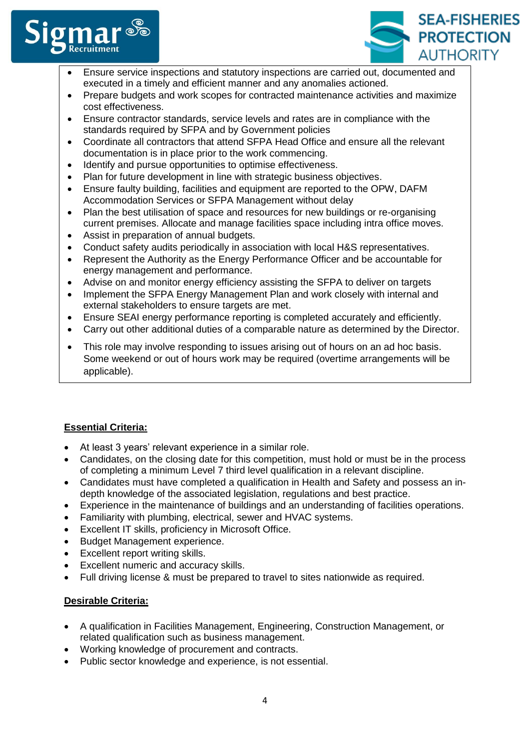- Ensure service inspections and statutory inspections are carried out, documented and executed in a timely and efficient manner and any anomalies actioned.
- Prepare budgets and work scopes for contracted maintenance activities and maximize cost effectiveness.
- Ensure contractor standards, service levels and rates are in compliance with the standards required by SFPA and by Government policies
- Coordinate all contractors that attend SFPA Head Office and ensure all the relevant documentation is in place prior to the work commencing.
- Identify and pursue opportunities to optimise effectiveness.
- Plan for future development in line with strategic business objectives.
- Ensure faulty building, facilities and equipment are reported to the OPW, DAFM Accommodation Services or SFPA Management without delay
- Plan the best utilisation of space and resources for new buildings or re-organising current premises. Allocate and manage facilities space including intra office moves.
- Assist in preparation of annual budgets.
- Conduct safety audits periodically in association with local H&S representatives.
- Represent the Authority as the Energy Performance Officer and be accountable for energy management and performance.
- Advise on and monitor energy efficiency assisting the SFPA to deliver on targets
- Implement the SFPA Energy Management Plan and work closely with internal and external stakeholders to ensure targets are met.
- Ensure SEAI energy performance reporting is completed accurately and efficiently.
- Carry out other additional duties of a comparable nature as determined by the Director.
- This role may involve responding to issues arising out of hours on an ad hoc basis. Some weekend or out of hours work may be required (overtime arrangements will be applicable).

**Essential Criteria:**

- At least 3 years' relevant experience in a similar role.
- Candidates, on the closing date for this competition, must hold or must be in the process of completing a minimum Level 7 third level qualification in a relevant discipline.
- Candidates must have completed a qualification in Health and Safety and possess an in-depth knowledge of the associated legislation, regulations and best practice.
- Experience in the maintenance of buildings and an understanding of facilities operations.
- Familiarity with plumbing, electrical, sewer and HVAC systems.
- Excellent IT skills, proficiency in Microsoft Office.
- Budget Management experience.
- Excellent report writing skills.
- Excellent numeric and accuracy skills.
- Full driving license & must be prepared to travel to sites nationwide as required.

**Desirable Criteria:**

- A qualification in Facilities Management, Engineering, Construction Management, or related qualification such as business management.
- Working knowledge of procurement and contracts.
- Public sector knowledge and experience, is not essential.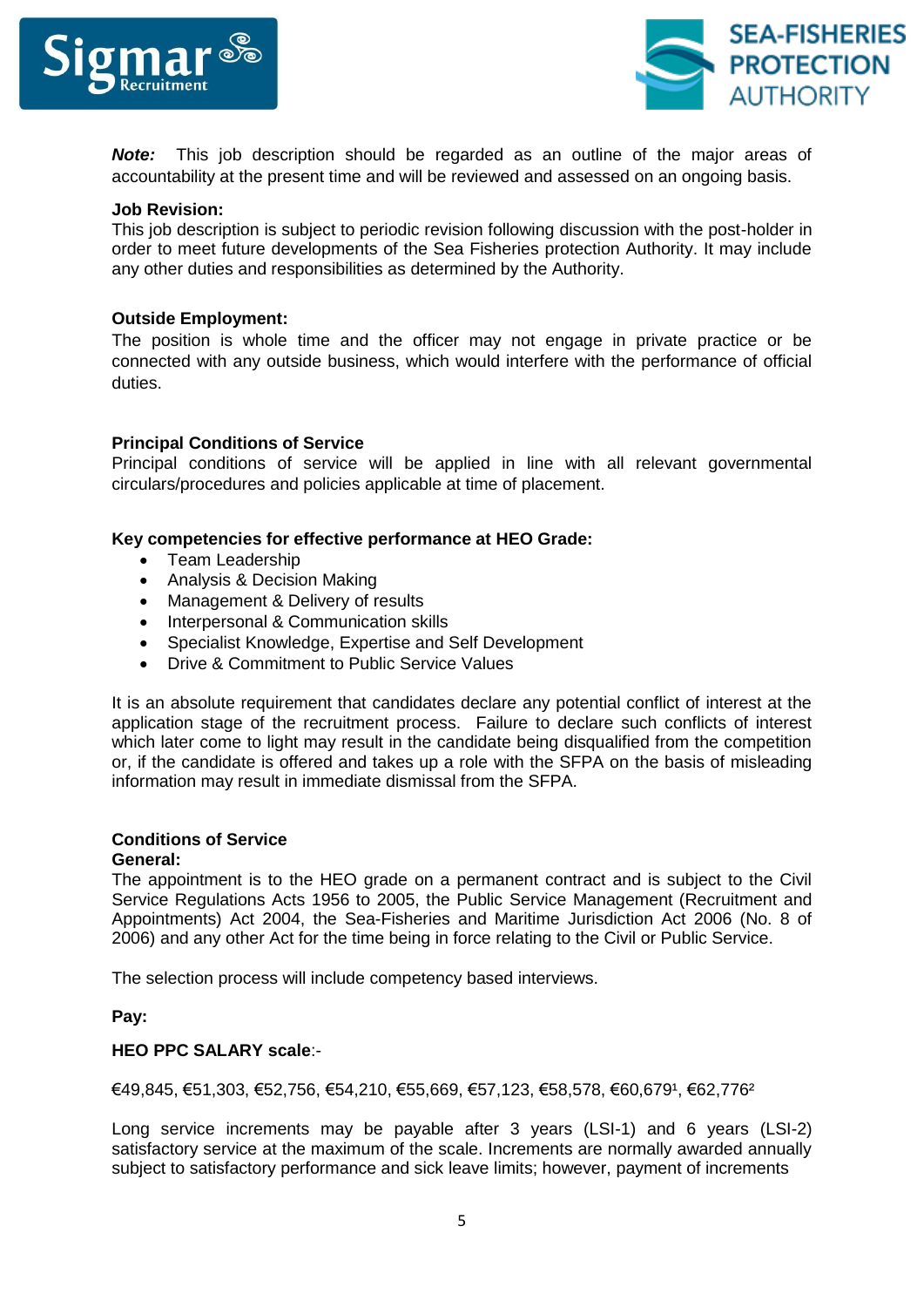***Note:*** This job description should be regarded as an outline of the major areas of accountability at the present time and will be reviewed and assessed on an ongoing basis.

**Job Revision:**
This job description is subject to periodic revision following discussion with the post-holder in order to meet future developments of the Sea Fisheries protection Authority. It may include any other duties and responsibilities as determined by the Authority.

**Outside Employment:**
The position is whole time and the officer may not engage in private practice or be connected with any outside business, which would interfere with the performance of official duties.

**Principal Conditions of Service**
Principal conditions of service will be applied in line with all relevant governmental circulars/procedures and policies applicable at time of placement.

**Key competencies for effective performance at HEO Grade:**

- Team Leadership
- Analysis & Decision Making
- Management & Delivery of results
- Interpersonal & Communication skills
- Specialist Knowledge, Expertise and Self Development
- Drive & Commitment to Public Service Values

It is an absolute requirement that candidates declare any potential conflict of interest at the application stage of the recruitment process. Failure to declare such conflicts of interest which later come to light may result in the candidate being disqualified from the competition or, if the candidate is offered and takes up a role with the SFPA on the basis of misleading information may result in immediate dismissal from the SFPA.

**Conditions of Service**
**General:**
The appointment is to the HEO grade on a permanent contract and is subject to the Civil Service Regulations Acts 1956 to 2005, the Public Service Management (Recruitment and Appointments) Act 2004, the Sea-Fisheries and Maritime Jurisdiction Act 2006 (No. 8 of 2006) and any other Act for the time being in force relating to the Civil or Public Service.

The selection process will include competency based interviews.

**Pay:**

**HEO PPC SALARY scale**:-

€49,845, €51,303, €52,756, €54,210, €55,669, €57,123, €58,578, €60,679[1], €62,776[2]

Long service increments may be payable after 3 years (LSI-1) and 6 years (LSI-2) satisfactory service at the maximum of the scale. Increments are normally awarded annually subject to satisfactory performance and sick leave limits; however, payment of increments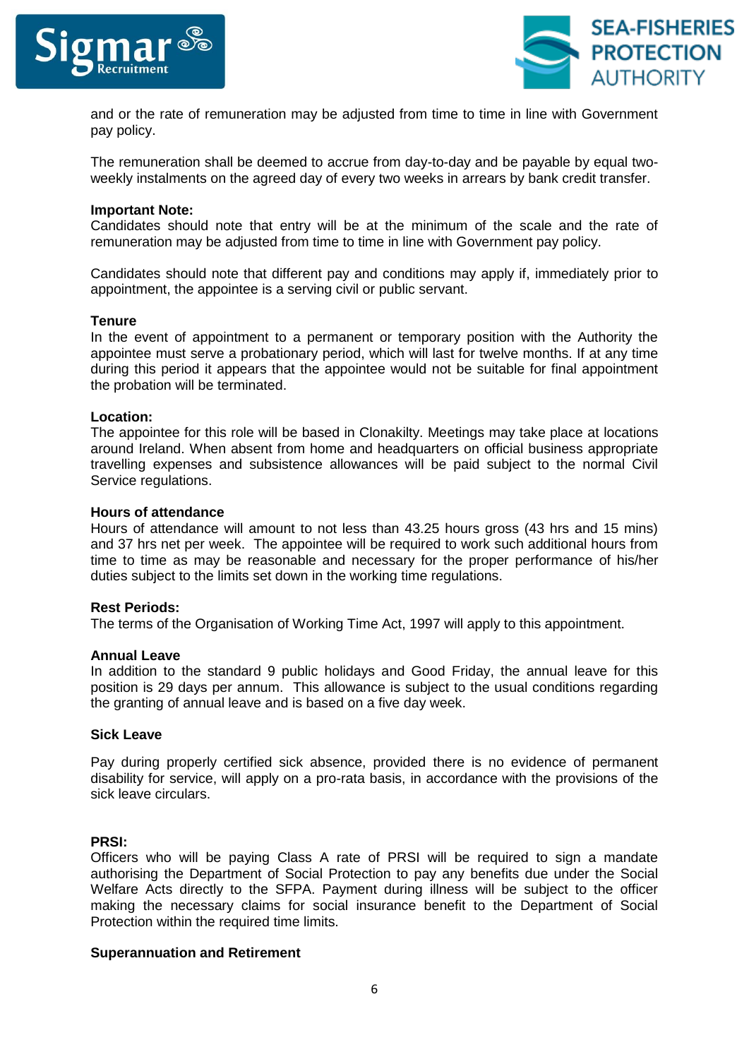and or the rate of remuneration may be adjusted from time to time in line with Government pay policy.

The remuneration shall be deemed to accrue from day-to-day and be payable by equal two-weekly instalments on the agreed day of every two weeks in arrears by bank credit transfer.

**Important Note:**
Candidates should note that entry will be at the minimum of the scale and the rate of remuneration may be adjusted from time to time in line with Government pay policy.

Candidates should note that different pay and conditions may apply if, immediately prior to appointment, the appointee is a serving civil or public servant.

**Tenure**
In the event of appointment to a permanent or temporary position with the Authority the appointee must serve a probationary period, which will last for twelve months. If at any time during this period it appears that the appointee would not be suitable for final appointment the probation will be terminated.

**Location:**
The appointee for this role will be based in Clonakilty. Meetings may take place at locations around Ireland. When absent from home and headquarters on official business appropriate travelling expenses and subsistence allowances will be paid subject to the normal Civil Service regulations.

**Hours of attendance**
Hours of attendance will amount to not less than 43.25 hours gross (43 hrs and 15 mins) and 37 hrs net per week. The appointee will be required to work such additional hours from time to time as may be reasonable and necessary for the proper performance of his/her duties subject to the limits set down in the working time regulations.

**Rest Periods:**
The terms of the Organisation of Working Time Act, 1997 will apply to this appointment.

**Annual Leave**
In addition to the standard 9 public holidays and Good Friday, the annual leave for this position is 29 days per annum. This allowance is subject to the usual conditions regarding the granting of annual leave and is based on a five day week.

**Sick Leave**

Pay during properly certified sick absence, provided there is no evidence of permanent disability for service, will apply on a pro-rata basis, in accordance with the provisions of the sick leave circulars.

**PRSI:**
Officers who will be paying Class A rate of PRSI will be required to sign a mandate authorising the Department of Social Protection to pay any benefits due under the Social Welfare Acts directly to the SFPA. Payment during illness will be subject to the officer making the necessary claims for social insurance benefit to the Department of Social Protection within the required time limits.

**Superannuation and Retirement**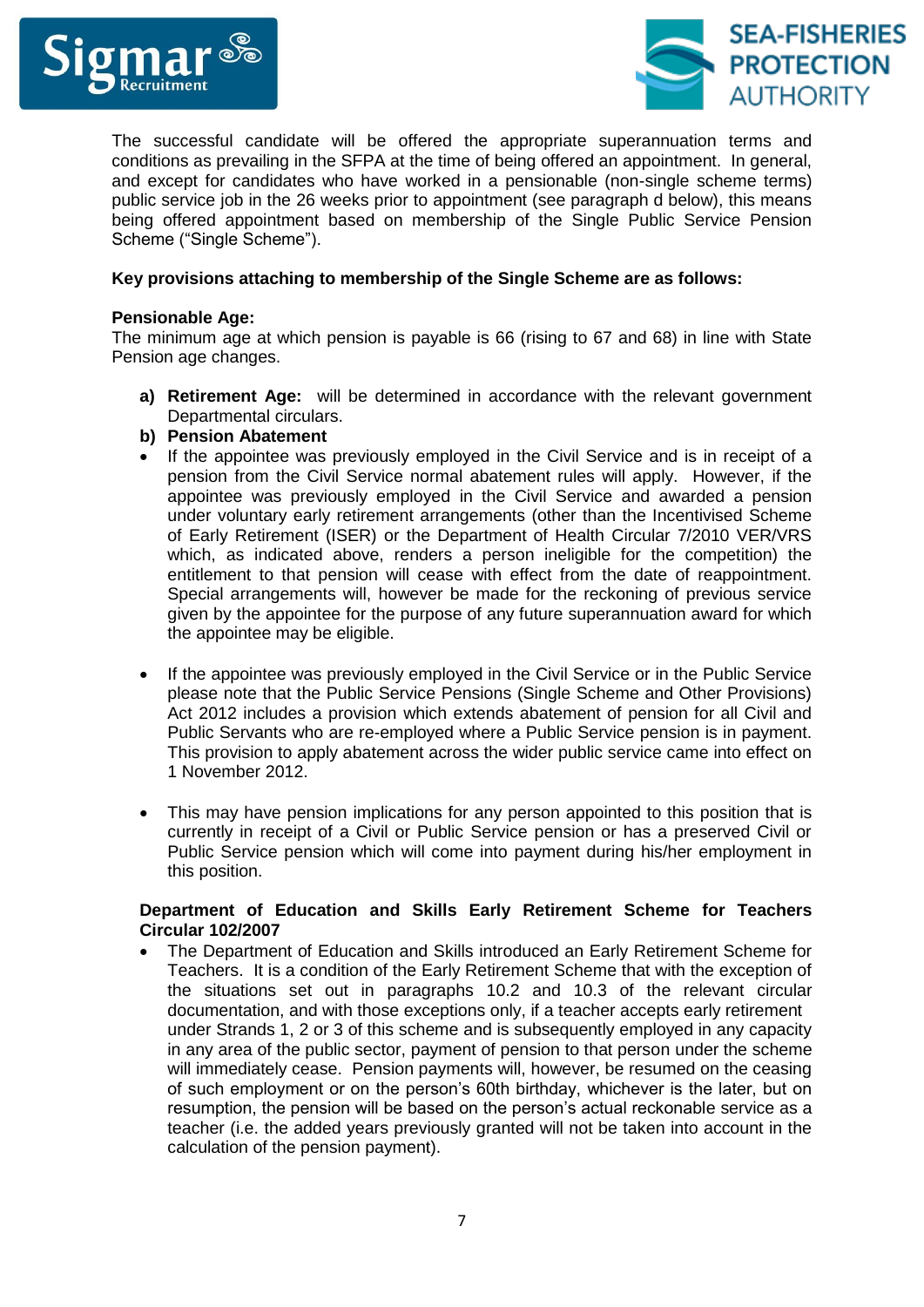The successful candidate will be offered the appropriate superannuation terms and conditions as prevailing in the SFPA at the time of being offered an appointment. In general, and except for candidates who have worked in a pensionable (non-single scheme terms) public service job in the 26 weeks prior to appointment (see paragraph d below), this means being offered appointment based on membership of the Single Public Service Pension Scheme ("Single Scheme").

**Key provisions attaching to membership of the Single Scheme are as follows:**

**Pensionable Age:**
The minimum age at which pension is payable is 66 (rising to 67 and 68) in line with State Pension age changes.

**a) Retirement Age:** will be determined in accordance with the relevant government Departmental circulars.

**b) Pension Abatement**

- If the appointee was previously employed in the Civil Service and is in receipt of a pension from the Civil Service normal abatement rules will apply. However, if the appointee was previously employed in the Civil Service and awarded a pension under voluntary early retirement arrangements (other than the Incentivised Scheme of Early Retirement (ISER) or the Department of Health Circular 7/2010 VER/VRS which, as indicated above, renders a person ineligible for the competition) the entitlement to that pension will cease with effect from the date of reappointment. Special arrangements will, however be made for the reckoning of previous service given by the appointee for the purpose of any future superannuation award for which the appointee may be eligible.

- If the appointee was previously employed in the Civil Service or in the Public Service please note that the Public Service Pensions (Single Scheme and Other Provisions) Act 2012 includes a provision which extends abatement of pension for all Civil and Public Servants who are re-employed where a Public Service pension is in payment. This provision to apply abatement across the wider public service came into effect on 1 November 2012.

- This may have pension implications for any person appointed to this position that is currently in receipt of a Civil or Public Service pension or has a preserved Civil or Public Service pension which will come into payment during his/her employment in this position.

**Department of Education and Skills Early Retirement Scheme for Teachers Circular 102/2007**

- The Department of Education and Skills introduced an Early Retirement Scheme for Teachers. It is a condition of the Early Retirement Scheme that with the exception of the situations set out in paragraphs 10.2 and 10.3 of the relevant circular documentation, and with those exceptions only, if a teacher accepts early retirement under Strands 1, 2 or 3 of this scheme and is subsequently employed in any capacity in any area of the public sector, payment of pension to that person under the scheme will immediately cease. Pension payments will, however, be resumed on the ceasing of such employment or on the person's 60th birthday, whichever is the later, but on resumption, the pension will be based on the person's actual reckonable service as a teacher (i.e. the added years previously granted will not be taken into account in the calculation of the pension payment).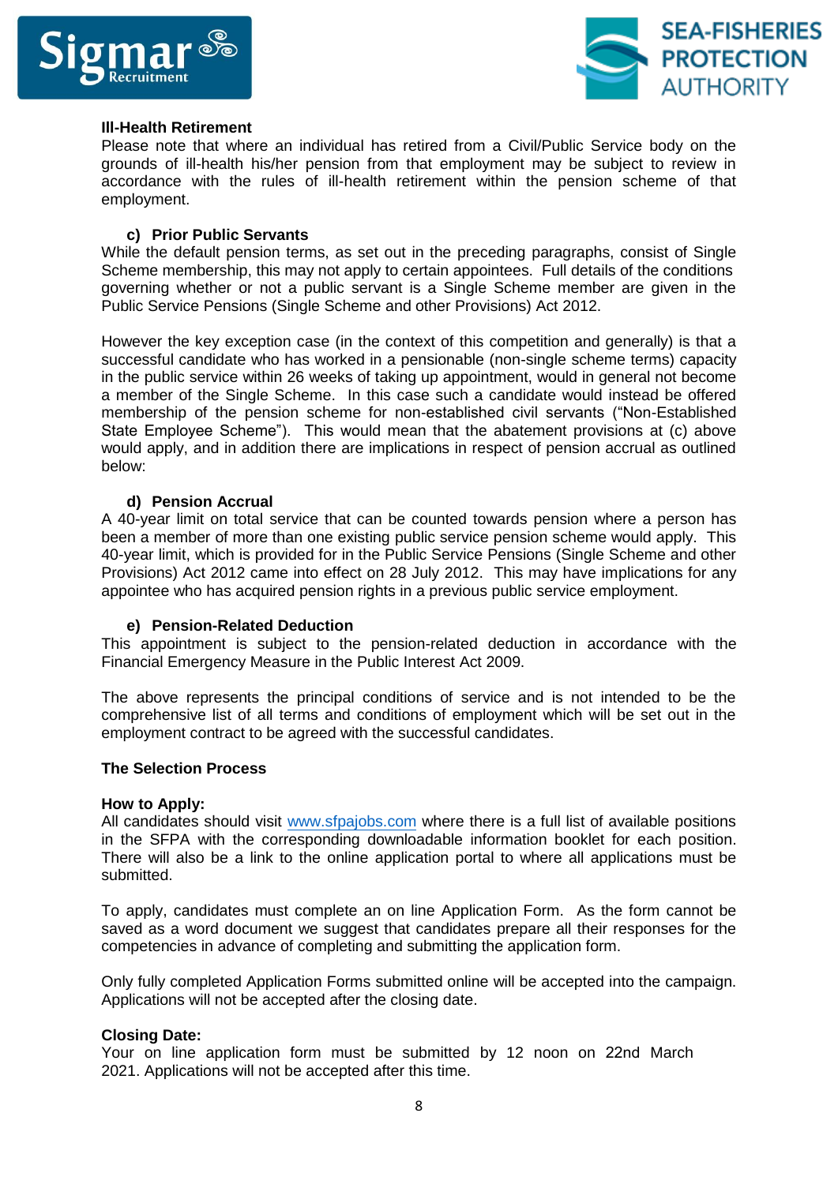**Ill-Health Retirement**

Please note that where an individual has retired from a Civil/Public Service body on the grounds of ill-health his/her pension from that employment may be subject to review in accordance with the rules of ill-health retirement within the pension scheme of that employment.

**c) Prior Public Servants**

While the default pension terms, as set out in the preceding paragraphs, consist of Single Scheme membership, this may not apply to certain appointees. Full details of the conditions governing whether or not a public servant is a Single Scheme member are given in the Public Service Pensions (Single Scheme and other Provisions) Act 2012.

However the key exception case (in the context of this competition and generally) is that a successful candidate who has worked in a pensionable (non-single scheme terms) capacity in the public service within 26 weeks of taking up appointment, would in general not become a member of the Single Scheme. In this case such a candidate would instead be offered membership of the pension scheme for non-established civil servants ("Non-Established State Employee Scheme"). This would mean that the abatement provisions at (c) above would apply, and in addition there are implications in respect of pension accrual as outlined below:

**d) Pension Accrual**

A 40-year limit on total service that can be counted towards pension where a person has been a member of more than one existing public service pension scheme would apply. This 40-year limit, which is provided for in the Public Service Pensions (Single Scheme and other Provisions) Act 2012 came into effect on 28 July 2012. This may have implications for any appointee who has acquired pension rights in a previous public service employment.

**e) Pension-Related Deduction**

This appointment is subject to the pension-related deduction in accordance with the Financial Emergency Measure in the Public Interest Act 2009.

The above represents the principal conditions of service and is not intended to be the comprehensive list of all terms and conditions of employment which will be set out in the employment contract to be agreed with the successful candidates.

**The Selection Process**

**How to Apply:**

All candidates should visit [www.sfpajobs.com](www.sfpajobs.com) where there is a full list of available positions in the SFPA with the corresponding downloadable information booklet for each position. There will also be a link to the online application portal to where all applications must be submitted.

To apply, candidates must complete an on line Application Form. As the form cannot be saved as a word document we suggest that candidates prepare all their responses for the competencies in advance of completing and submitting the application form.

Only fully completed Application Forms submitted online will be accepted into the campaign. Applications will not be accepted after the closing date.

**Closing Date:**

Your on line application form must be submitted by 12 noon on 22nd March 2021. Applications will not be accepted after this time.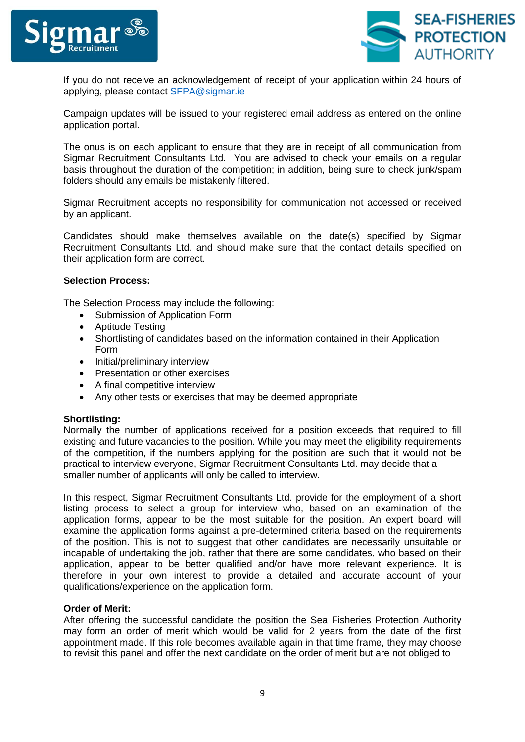If you do not receive an acknowledgement of receipt of your application within 24 hours of applying, please contact [SFPA@sigmar.ie](mailto:SFPA@sigmar.ie)

Campaign updates will be issued to your registered email address as entered on the online application portal.

The onus is on each applicant to ensure that they are in receipt of all communication from Sigmar Recruitment Consultants Ltd. You are advised to check your emails on a regular basis throughout the duration of the competition; in addition, being sure to check junk/spam folders should any emails be mistakenly filtered.

Sigmar Recruitment accepts no responsibility for communication not accessed or received by an applicant.

Candidates should make themselves available on the date(s) specified by Sigmar Recruitment Consultants Ltd. and should make sure that the contact details specified on their application form are correct.

**Selection Process:**

The Selection Process may include the following:

- Submission of Application Form
- Aptitude Testing
- Shortlisting of candidates based on the information contained in their Application Form
- Initial/preliminary interview
- Presentation or other exercises
- A final competitive interview
- Any other tests or exercises that may be deemed appropriate

**Shortlisting:**
Normally the number of applications received for a position exceeds that required to fill existing and future vacancies to the position. While you may meet the eligibility requirements of the competition, if the numbers applying for the position are such that it would not be practical to interview everyone, Sigmar Recruitment Consultants Ltd. may decide that a smaller number of applicants will only be called to interview.

In this respect, Sigmar Recruitment Consultants Ltd. provide for the employment of a short listing process to select a group for interview who, based on an examination of the application forms, appear to be the most suitable for the position. An expert board will examine the application forms against a pre-determined criteria based on the requirements of the position. This is not to suggest that other candidates are necessarily unsuitable or incapable of undertaking the job, rather that there are some candidates, who based on their application, appear to be better qualified and/or have more relevant experience. It is therefore in your own interest to provide a detailed and accurate account of your qualifications/experience on the application form.

**Order of Merit:**
After offering the successful candidate the position the Sea Fisheries Protection Authority may form an order of merit which would be valid for 2 years from the date of the first appointment made. If this role becomes available again in that time frame, they may choose to revisit this panel and offer the next candidate on the order of merit but are not obliged to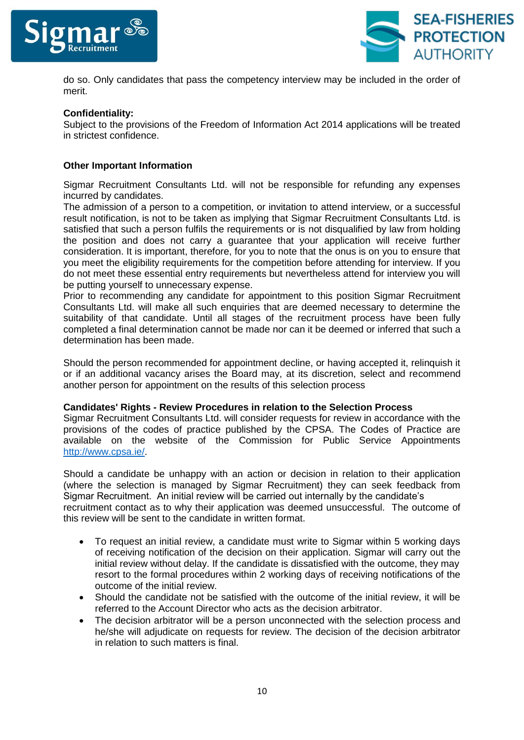do so. Only candidates that pass the competency interview may be included in the order of merit.

**Confidentiality:**
Subject to the provisions of the Freedom of Information Act 2014 applications will be treated in strictest confidence.

**Other Important Information**

Sigmar Recruitment Consultants Ltd. will not be responsible for refunding any expenses incurred by candidates.
The admission of a person to a competition, or invitation to attend interview, or a successful result notification, is not to be taken as implying that Sigmar Recruitment Consultants Ltd. is satisfied that such a person fulfils the requirements or is not disqualified by law from holding the position and does not carry a guarantee that your application will receive further consideration. It is important, therefore, for you to note that the onus is on you to ensure that you meet the eligibility requirements for the competition before attending for interview. If you do not meet these essential entry requirements but nevertheless attend for interview you will be putting yourself to unnecessary expense.
Prior to recommending any candidate for appointment to this position Sigmar Recruitment Consultants Ltd. will make all such enquiries that are deemed necessary to determine the suitability of that candidate. Until all stages of the recruitment process have been fully completed a final determination cannot be made nor can it be deemed or inferred that such a determination has been made.

Should the person recommended for appointment decline, or having accepted it, relinquish it or if an additional vacancy arises the Board may, at its discretion, select and recommend another person for appointment on the results of this selection process

**Candidates' Rights - Review Procedures in relation to the Selection Process**
Sigmar Recruitment Consultants Ltd. will consider requests for review in accordance with the provisions of the codes of practice published by the CPSA. The Codes of Practice are available on the website of the Commission for Public Service Appointments http://www.cpsa.ie/.

Should a candidate be unhappy with an action or decision in relation to their application (where the selection is managed by Sigmar Recruitment) they can seek feedback from Sigmar Recruitment. An initial review will be carried out internally by the candidate's recruitment contact as to why their application was deemed unsuccessful. The outcome of this review will be sent to the candidate in written format.

- To request an initial review, a candidate must write to Sigmar within 5 working days of receiving notification of the decision on their application. Sigmar will carry out the initial review without delay. If the candidate is dissatisfied with the outcome, they may resort to the formal procedures within 2 working days of receiving notifications of the outcome of the initial review.
- Should the candidate not be satisfied with the outcome of the initial review, it will be referred to the Account Director who acts as the decision arbitrator.
- The decision arbitrator will be a person unconnected with the selection process and he/she will adjudicate on requests for review. The decision of the decision arbitrator in relation to such matters is final.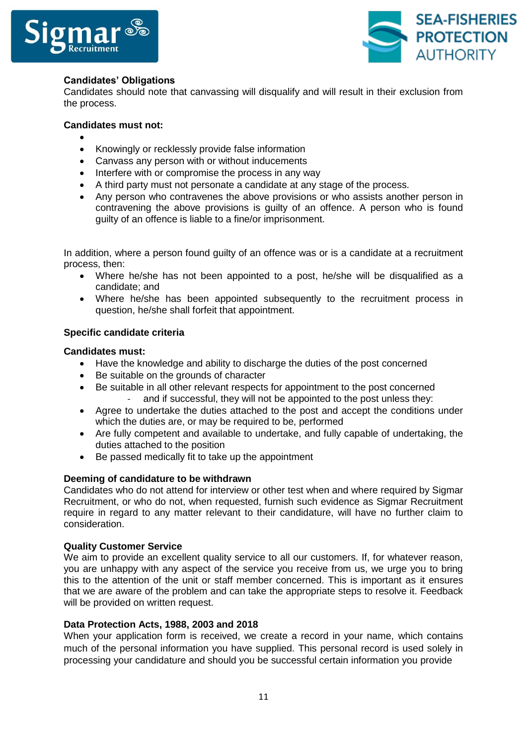**Candidates' Obligations**
Candidates should note that canvassing will disqualify and will result in their exclusion from the process.

**Candidates must not:**

- 
- Knowingly or recklessly provide false information
- Canvass any person with or without inducements
- Interfere with or compromise the process in any way
- A third party must not personate a candidate at any stage of the process.
- Any person who contravenes the above provisions or who assists another person in contravening the above provisions is guilty of an offence. A person who is found guilty of an offence is liable to a fine/or imprisonment.

In addition, where a person found guilty of an offence was or is a candidate at a recruitment process, then:

- Where he/she has not been appointed to a post, he/she will be disqualified as a candidate; and
- Where he/she has been appointed subsequently to the recruitment process in question, he/she shall forfeit that appointment.

**Specific candidate criteria**

**Candidates must:**

- Have the knowledge and ability to discharge the duties of the post concerned
- Be suitable on the grounds of character
- Be suitable in all other relevant respects for appointment to the post concerned
  - and if successful, they will not be appointed to the post unless they:
- Agree to undertake the duties attached to the post and accept the conditions under which the duties are, or may be required to be, performed
- Are fully competent and available to undertake, and fully capable of undertaking, the duties attached to the position
- Be passed medically fit to take up the appointment

**Deeming of candidature to be withdrawn**
Candidates who do not attend for interview or other test when and where required by Sigmar Recruitment, or who do not, when requested, furnish such evidence as Sigmar Recruitment require in regard to any matter relevant to their candidature, will have no further claim to consideration.

**Quality Customer Service**
We aim to provide an excellent quality service to all our customers. If, for whatever reason, you are unhappy with any aspect of the service you receive from us, we urge you to bring this to the attention of the unit or staff member concerned. This is important as it ensures that we are aware of the problem and can take the appropriate steps to resolve it. Feedback will be provided on written request.

**Data Protection Acts, 1988, 2003 and 2018**
When your application form is received, we create a record in your name, which contains much of the personal information you have supplied. This personal record is used solely in processing your candidature and should you be successful certain information you provide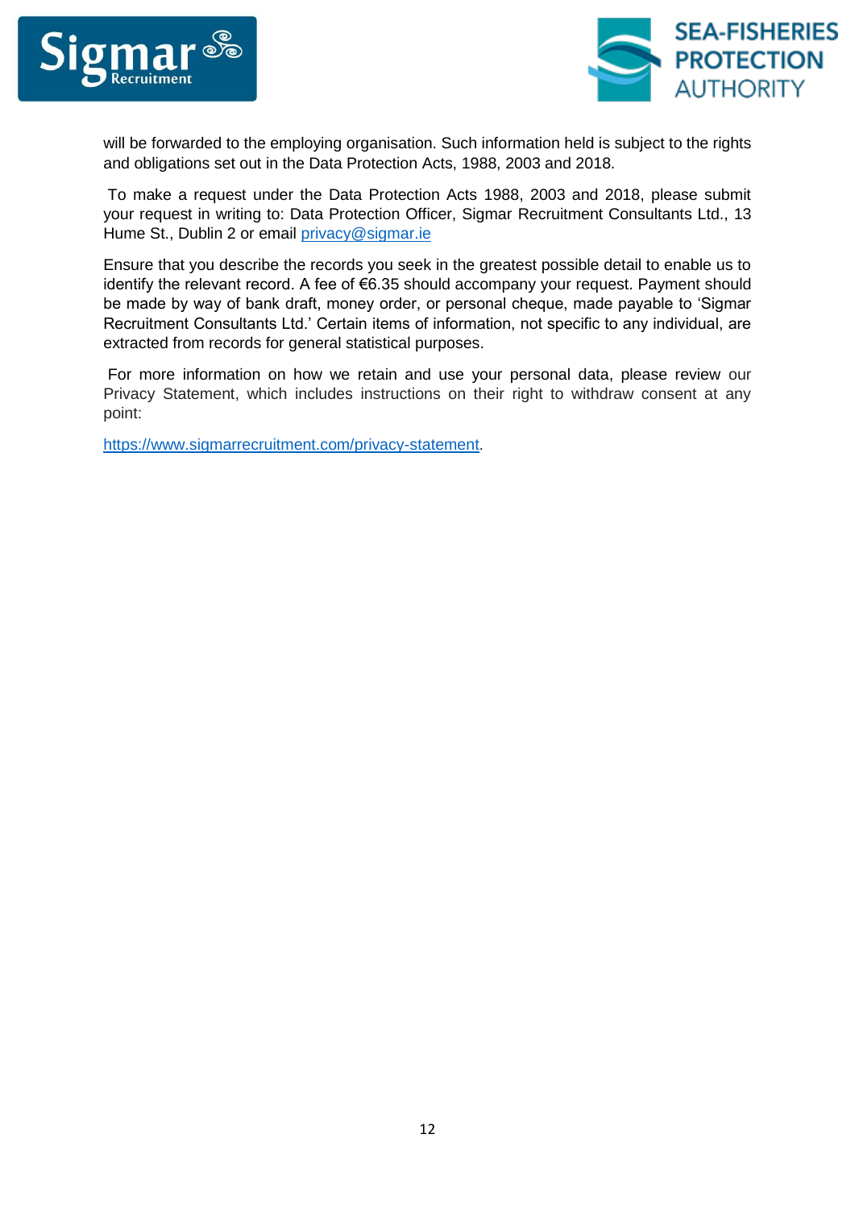will be forwarded to the employing organisation. Such information held is subject to the rights and obligations set out in the Data Protection Acts, 1988, 2003 and 2018.

To make a request under the Data Protection Acts 1988, 2003 and 2018, please submit your request in writing to: Data Protection Officer, Sigmar Recruitment Consultants Ltd., 13 Hume St., Dublin 2 or email privacy@sigmar.ie

Ensure that you describe the records you seek in the greatest possible detail to enable us to identify the relevant record. A fee of €6.35 should accompany your request. Payment should be made by way of bank draft, money order, or personal cheque, made payable to 'Sigmar Recruitment Consultants Ltd.' Certain items of information, not specific to any individual, are extracted from records for general statistical purposes.

For more information on how we retain and use your personal data, please review our Privacy Statement, which includes instructions on their right to withdraw consent at any point:

https://www.sigmarrecruitment.com/privacy-statement.